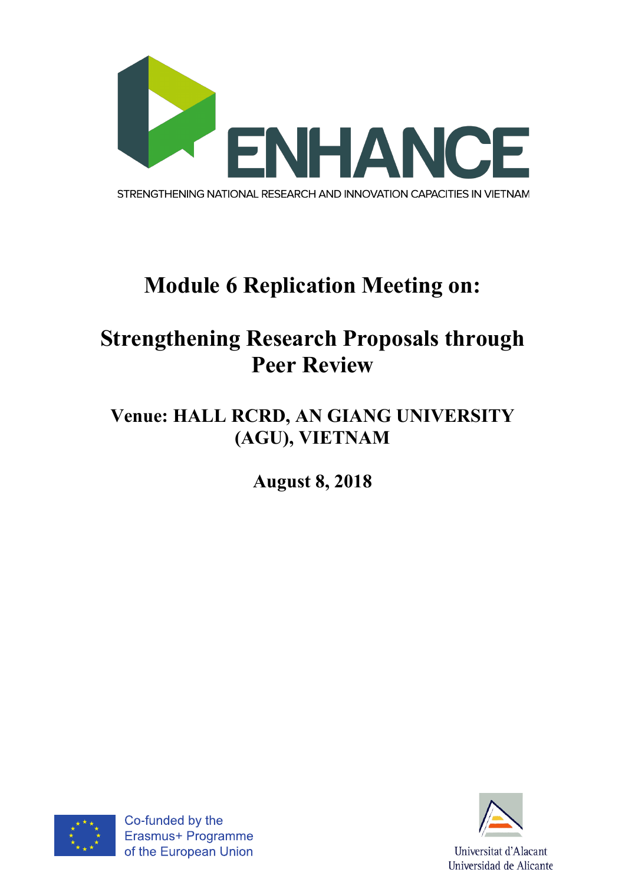ENHANCE

STRENGTHENING NATIONAL RESEARCH AND INNOVATION CAPACITIES IN VIETNAM

# Module 6 Replication Meeting on:

# Strengthening Research Proposals through Peer Review

## Venue: HALL RCRD, AN GIANG UNIVERSITY (AGU), VIETNAM

## August 8, 2018

Co-funded by the Erasmus+ Programme of the European Union

Universitat d'Alacant
Universidad de Alicante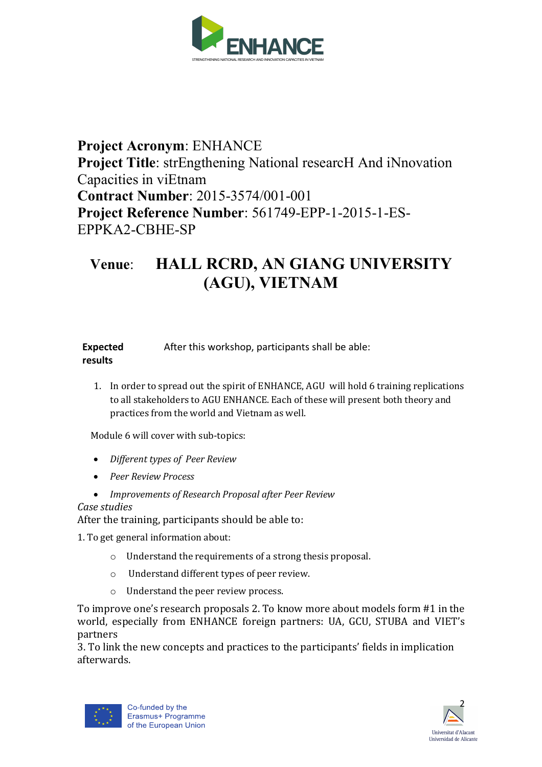**Project Acronym**: ENHANCE
**Project Title**: strEngthening National researcH And iNnovation Capacities in viEtnam
**Contract Number**: 2015-3574/001-001
**Project Reference Number**: 561749-EPP-1-2015-1-ES-EPPKA2-CBHE-SP

**Venue**: **HALL RCRD, AN GIANG UNIVERSITY (AGU), VIETNAM**

**Expected results** After this workshop, participants shall be able:

1. In order to spread out the spirit of ENHANCE, AGU will hold 6 training replications to all stakeholders to AGU ENHANCE. Each of these will present both theory and practices from the world and Vietnam as well.

Module 6 will cover with sub-topics:

- *Different types of Peer Review*
- *Peer Review Process*
- *Improvements of Research Proposal after Peer Review*

*Case studies*

After the training, participants should be able to:

1. To get general information about:

  - Understand the requirements of a strong thesis proposal.
  - Understand different types of peer review.
  - Understand the peer review process.

To improve one's research proposals 2. To know more about models form #1 in the world, especially from ENHANCE foreign partners: UA, GCU, STUBA and VIET's partners

3. To link the new concepts and practices to the participants' fields in implication afterwards.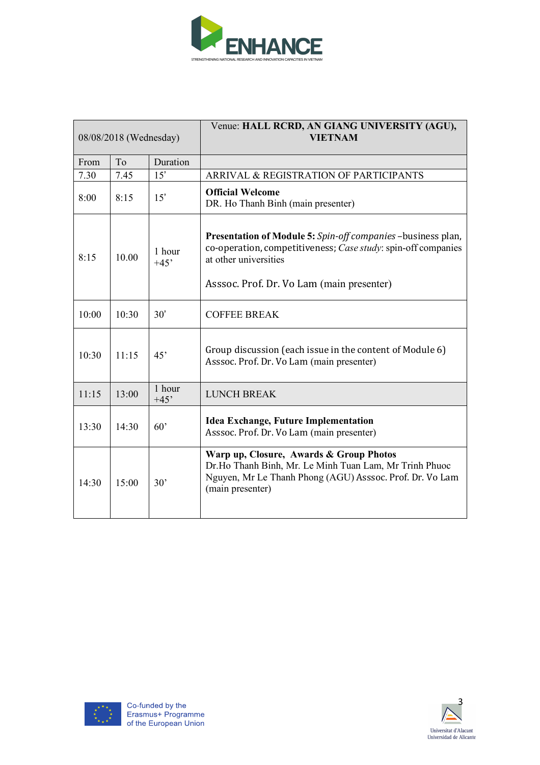| 08/08/2018 (Wednesday) | | | Venue: **HALL RCRD, AN GIANG UNIVERSITY (AGU), VIETNAM** |
|---|---|---|---|
| From | To | Duration | |
| 7.30 | 7.45 | 15' | ARRIVAL & REGISTRATION OF PARTICIPANTS |
| 8:00 | 8:15 | 15' | **Official Welcome**<br>DR. Ho Thanh Binh (main presenter) |
| 8:15 | 10.00 | 1 hour +45' | **Presentation of Module 5:** *Spin-off companies* –business plan, co-operation, competitiveness; *Case study*: spin-off companies at other universities<br><br>Asssoc. Prof. Dr. Vo Lam (main presenter) |
| 10:00 | 10:30 | 30' | COFFEE BREAK |
| 10:30 | 11:15 | 45' | Group discussion (each issue in the content of Module 6)<br>Asssoc. Prof. Dr. Vo Lam (main presenter) |
| 11:15 | 13:00 | 1 hour +45' | LUNCH BREAK |
| 13:30 | 14:30 | 60' | **Idea Exchange, Future Implementation**<br>Asssoc. Prof. Dr. Vo Lam (main presenter) |
| 14:30 | 15:00 | 30' | **Warp up, Closure, Awards & Group Photos**<br>Dr.Ho Thanh Binh, Mr. Le Minh Tuan Lam, Mr Trinh Phuoc Nguyen, Mr Le Thanh Phong (AGU) Asssoc. Prof. Dr. Vo Lam (main presenter) |